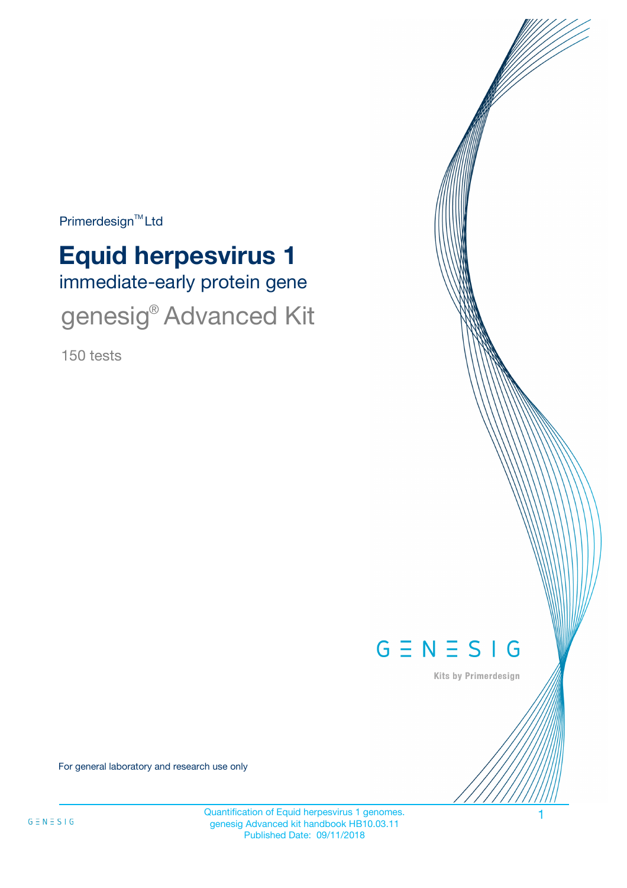Primerdesign™ Ltd

# Equid herpesvirus 1

## immediate-early protein gene

## genesig® Advanced Kit

150 tests

GENESIG

Kits by Primerdesign

For general laboratory and research use only

Quantification of Equid herpesvirus 1 genomes.
genesig Advanced kit handbook HB10.03.11
Published Date: 09/11/2018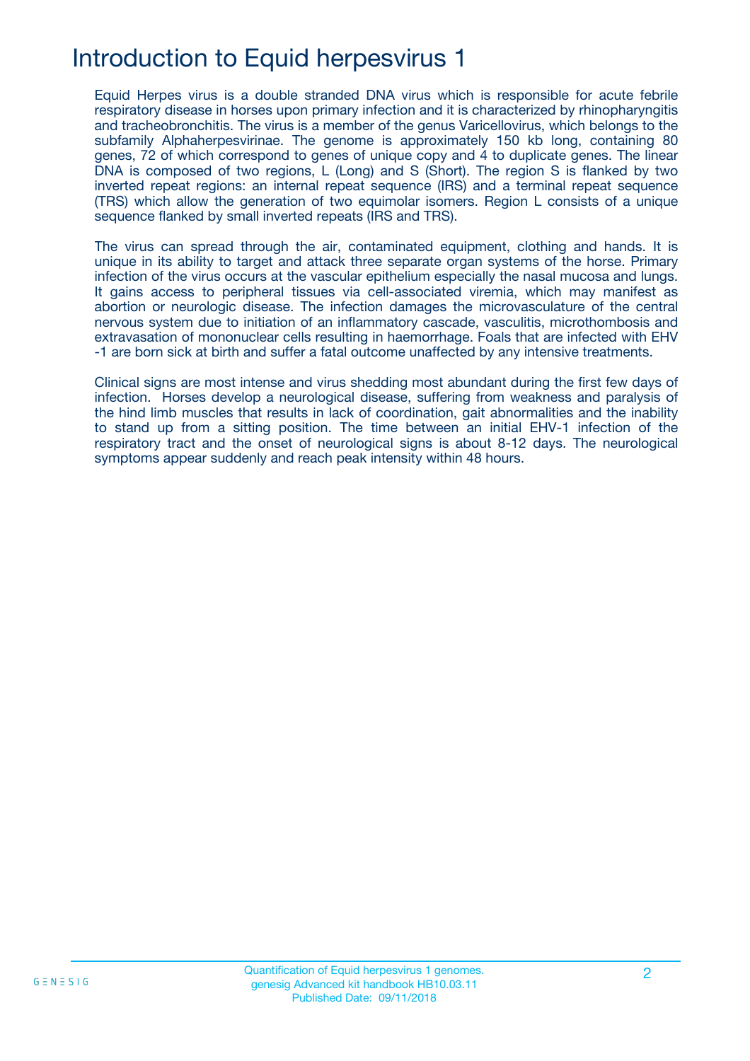# Introduction to Equid herpesvirus 1

Equid Herpes virus is a double stranded DNA virus which is responsible for acute febrile respiratory disease in horses upon primary infection and it is characterized by rhinopharyngitis and tracheobronchitis. The virus is a member of the genus Varicellovirus, which belongs to the subfamily Alphaherpesvirinae. The genome is approximately 150 kb long, containing 80 genes, 72 of which correspond to genes of unique copy and 4 to duplicate genes. The linear DNA is composed of two regions, L (Long) and S (Short). The region S is flanked by two inverted repeat regions: an internal repeat sequence (IRS) and a terminal repeat sequence (TRS) which allow the generation of two equimolar isomers. Region L consists of a unique sequence flanked by small inverted repeats (IRS and TRS).

The virus can spread through the air, contaminated equipment, clothing and hands. It is unique in its ability to target and attack three separate organ systems of the horse. Primary infection of the virus occurs at the vascular epithelium especially the nasal mucosa and lungs. It gains access to peripheral tissues via cell-associated viremia, which may manifest as abortion or neurologic disease. The infection damages the microvasculature of the central nervous system due to initiation of an inflammatory cascade, vasculitis, microthombosis and extravasation of mononuclear cells resulting in haemorrhage. Foals that are infected with EHV -1 are born sick at birth and suffer a fatal outcome unaffected by any intensive treatments.

Clinical signs are most intense and virus shedding most abundant during the first few days of infection. Horses develop a neurological disease, suffering from weakness and paralysis of the hind limb muscles that results in lack of coordination, gait abnormalities and the inability to stand up from a sitting position. The time between an initial EHV-1 infection of the respiratory tract and the onset of neurological signs is about 8-12 days. The neurological symptoms appear suddenly and reach peak intensity within 48 hours.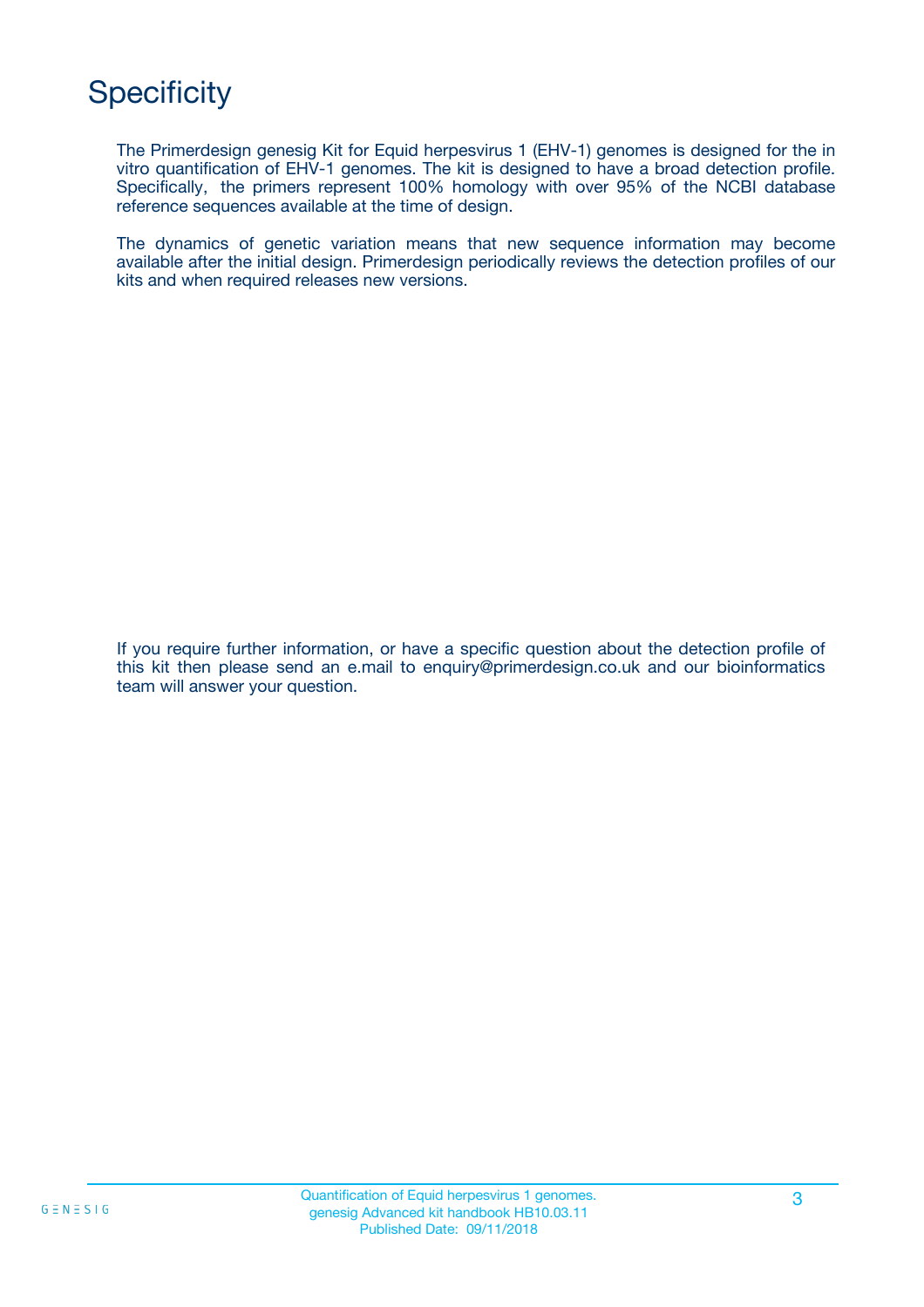# Specificity

The Primerdesign genesig Kit for Equid herpesvirus 1 (EHV-1) genomes is designed for the in vitro quantification of EHV-1 genomes. The kit is designed to have a broad detection profile. Specifically, the primers represent 100% homology with over 95% of the NCBI database reference sequences available at the time of design.

The dynamics of genetic variation means that new sequence information may become available after the initial design. Primerdesign periodically reviews the detection profiles of our kits and when required releases new versions.

If you require further information, or have a specific question about the detection profile of this kit then please send an e.mail to enquiry@primerdesign.co.uk and our bioinformatics team will answer your question.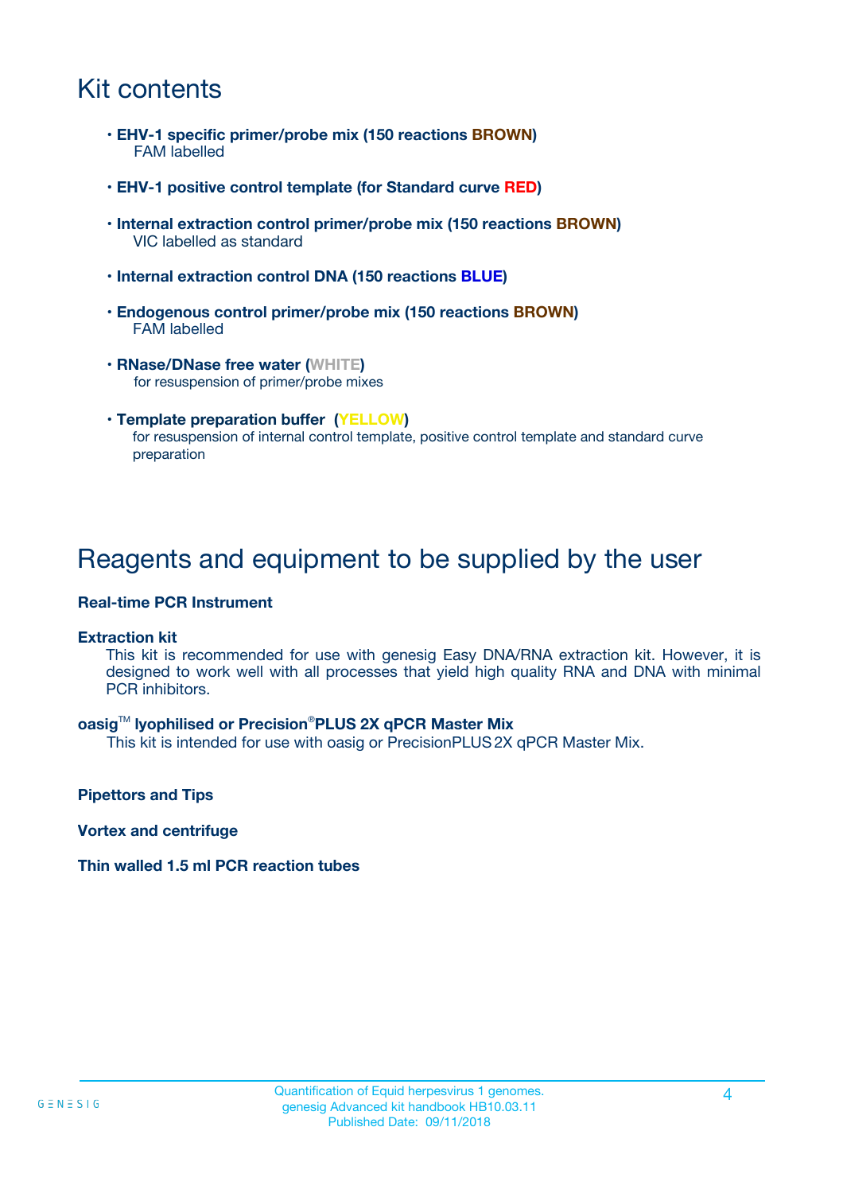# Kit contents

- **EHV-1 specific primer/probe mix (150 reactions BROWN)**
  FAM labelled
- **EHV-1 positive control template (for Standard curve RED)**
- **Internal extraction control primer/probe mix (150 reactions BROWN)**
  VIC labelled as standard
- **Internal extraction control DNA (150 reactions BLUE)**
- **Endogenous control primer/probe mix (150 reactions BROWN)**
  FAM labelled
- **RNase/DNase free water (WHITE)**
  for resuspension of primer/probe mixes
- **Template preparation buffer (YELLOW)**
  for resuspension of internal control template, positive control template and standard curve preparation

# Reagents and equipment to be supplied by the user

**Real-time PCR Instrument**

**Extraction kit**

This kit is recommended for use with genesig Easy DNA/RNA extraction kit. However, it is designed to work well with all processes that yield high quality RNA and DNA with minimal PCR inhibitors.

**oasig™ lyophilised or Precision®PLUS 2X qPCR Master Mix**

This kit is intended for use with oasig or PrecisionPLUS 2X qPCR Master Mix.

**Pipettors and Tips**

**Vortex and centrifuge**

**Thin walled 1.5 ml PCR reaction tubes**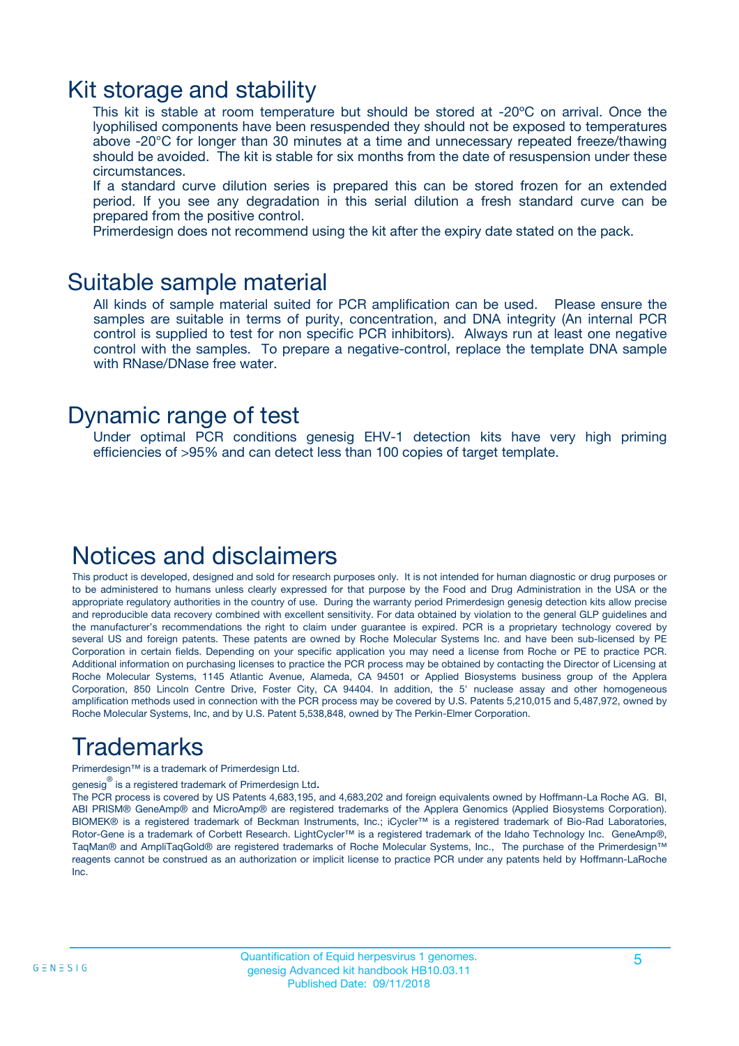# Kit storage and stability

This kit is stable at room temperature but should be stored at -20ºC on arrival. Once the lyophilised components have been resuspended they should not be exposed to temperatures above -20°C for longer than 30 minutes at a time and unnecessary repeated freeze/thawing should be avoided. The kit is stable for six months from the date of resuspension under these circumstances.

If a standard curve dilution series is prepared this can be stored frozen for an extended period. If you see any degradation in this serial dilution a fresh standard curve can be prepared from the positive control.

Primerdesign does not recommend using the kit after the expiry date stated on the pack.

# Suitable sample material

All kinds of sample material suited for PCR amplification can be used. Please ensure the samples are suitable in terms of purity, concentration, and DNA integrity (An internal PCR control is supplied to test for non specific PCR inhibitors). Always run at least one negative control with the samples. To prepare a negative-control, replace the template DNA sample with RNase/DNase free water.

# Dynamic range of test

Under optimal PCR conditions genesig EHV-1 detection kits have very high priming efficiencies of >95% and can detect less than 100 copies of target template.

# Notices and disclaimers

This product is developed, designed and sold for research purposes only. It is not intended for human diagnostic or drug purposes or to be administered to humans unless clearly expressed for that purpose by the Food and Drug Administration in the USA or the appropriate regulatory authorities in the country of use. During the warranty period Primerdesign genesig detection kits allow precise and reproducible data recovery combined with excellent sensitivity. For data obtained by violation to the general GLP guidelines and the manufacturer's recommendations the right to claim under guarantee is expired. PCR is a proprietary technology covered by several US and foreign patents. These patents are owned by Roche Molecular Systems Inc. and have been sub-licensed by PE Corporation in certain fields. Depending on your specific application you may need a license from Roche or PE to practice PCR. Additional information on purchasing licenses to practice the PCR process may be obtained by contacting the Director of Licensing at Roche Molecular Systems, 1145 Atlantic Avenue, Alameda, CA 94501 or Applied Biosystems business group of the Applera Corporation, 850 Lincoln Centre Drive, Foster City, CA 94404. In addition, the 5' nuclease assay and other homogeneous amplification methods used in connection with the PCR process may be covered by U.S. Patents 5,210,015 and 5,487,972, owned by Roche Molecular Systems, Inc, and by U.S. Patent 5,538,848, owned by The Perkin-Elmer Corporation.

# Trademarks

Primerdesign™ is a trademark of Primerdesign Ltd.

genesig® is a registered trademark of Primerdesign Ltd.

The PCR process is covered by US Patents 4,683,195, and 4,683,202 and foreign equivalents owned by Hoffmann-La Roche AG. BI, ABI PRISM® GeneAmp® and MicroAmp® are registered trademarks of the Applera Genomics (Applied Biosystems Corporation). BIOMEK® is a registered trademark of Beckman Instruments, Inc.; iCycler™ is a registered trademark of Bio-Rad Laboratories, Rotor-Gene is a trademark of Corbett Research. LightCycler™ is a registered trademark of the Idaho Technology Inc. GeneAmp®, TaqMan® and AmpliTaqGold® are registered trademarks of Roche Molecular Systems, Inc., The purchase of the Primerdesign™ reagents cannot be construed as an authorization or implicit license to practice PCR under any patents held by Hoffmann-LaRoche Inc.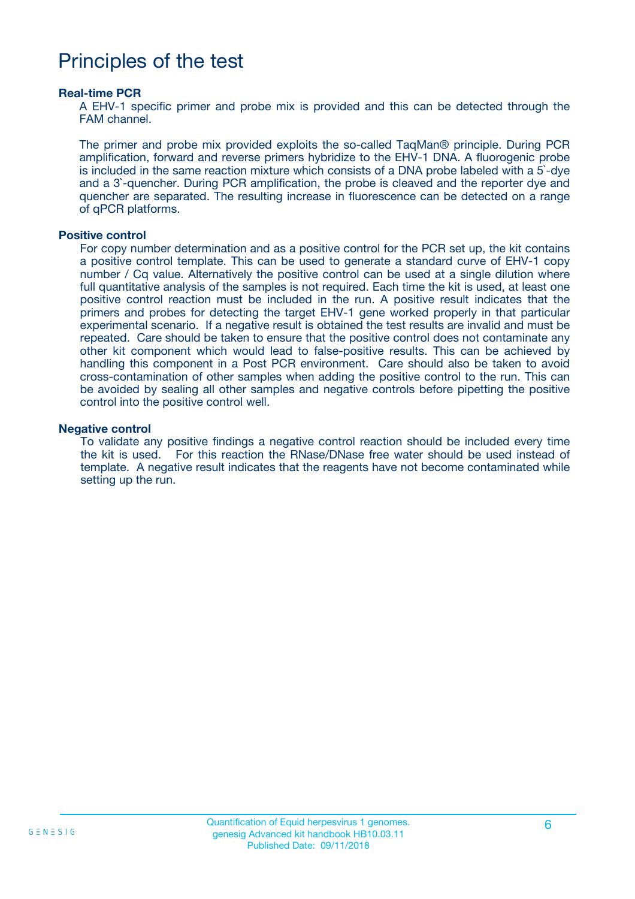# Principles of the test

### Real-time PCR

A EHV-1 specific primer and probe mix is provided and this can be detected through the FAM channel.

The primer and probe mix provided exploits the so-called TaqMan® principle. During PCR amplification, forward and reverse primers hybridize to the EHV-1 DNA. A fluorogenic probe is included in the same reaction mixture which consists of a DNA probe labeled with a 5`-dye and a 3`-quencher. During PCR amplification, the probe is cleaved and the reporter dye and quencher are separated. The resulting increase in fluorescence can be detected on a range of qPCR platforms.

### Positive control

For copy number determination and as a positive control for the PCR set up, the kit contains a positive control template. This can be used to generate a standard curve of EHV-1 copy number / Cq value. Alternatively the positive control can be used at a single dilution where full quantitative analysis of the samples is not required. Each time the kit is used, at least one positive control reaction must be included in the run. A positive result indicates that the primers and probes for detecting the target EHV-1 gene worked properly in that particular experimental scenario. If a negative result is obtained the test results are invalid and must be repeated. Care should be taken to ensure that the positive control does not contaminate any other kit component which would lead to false-positive results. This can be achieved by handling this component in a Post PCR environment. Care should also be taken to avoid cross-contamination of other samples when adding the positive control to the run. This can be avoided by sealing all other samples and negative controls before pipetting the positive control into the positive control well.

### Negative control

To validate any positive findings a negative control reaction should be included every time the kit is used. For this reaction the RNase/DNase free water should be used instead of template. A negative result indicates that the reagents have not become contaminated while setting up the run.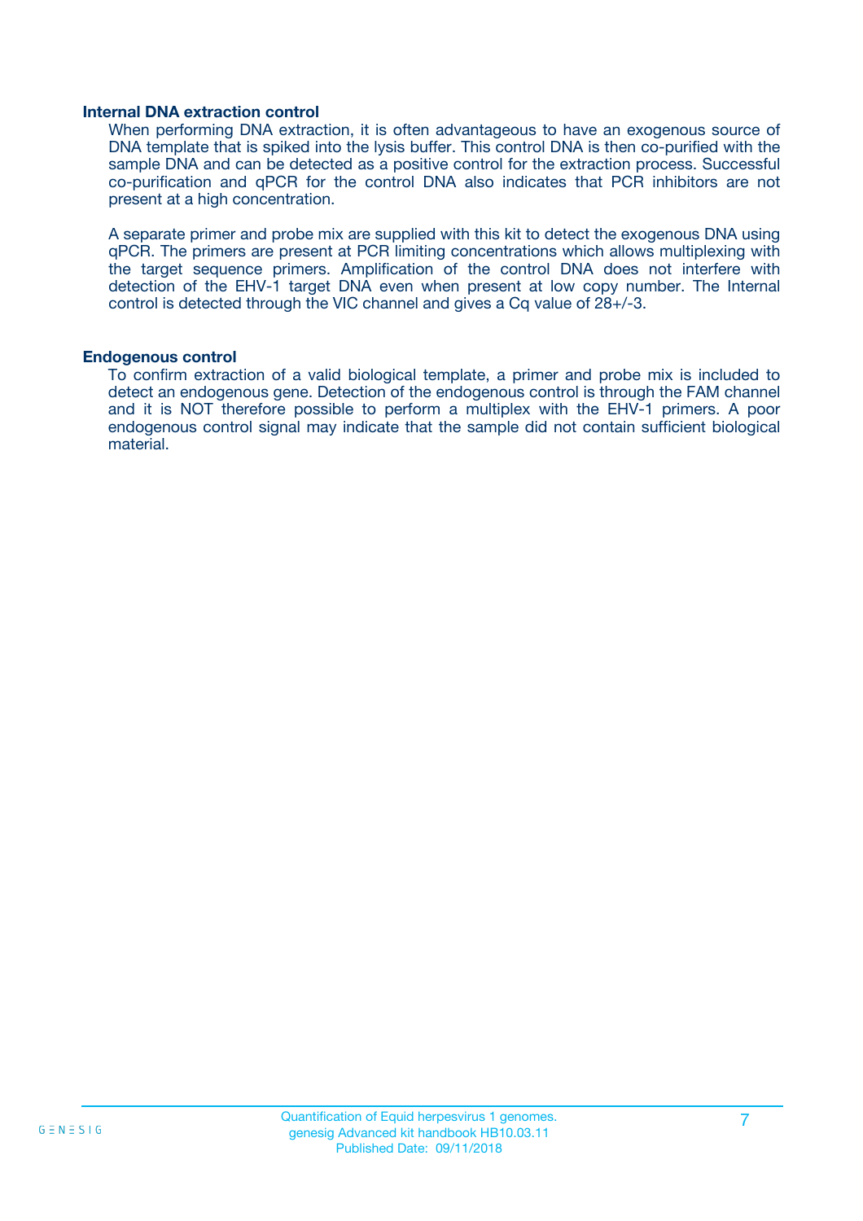### Internal DNA extraction control

When performing DNA extraction, it is often advantageous to have an exogenous source of DNA template that is spiked into the lysis buffer. This control DNA is then co-purified with the sample DNA and can be detected as a positive control for the extraction process. Successful co-purification and qPCR for the control DNA also indicates that PCR inhibitors are not present at a high concentration.

A separate primer and probe mix are supplied with this kit to detect the exogenous DNA using qPCR. The primers are present at PCR limiting concentrations which allows multiplexing with the target sequence primers. Amplification of the control DNA does not interfere with detection of the EHV-1 target DNA even when present at low copy number. The Internal control is detected through the VIC channel and gives a Cq value of 28+/-3.

### Endogenous control

To confirm extraction of a valid biological template, a primer and probe mix is included to detect an endogenous gene. Detection of the endogenous control is through the FAM channel and it is NOT therefore possible to perform a multiplex with the EHV-1 primers. A poor endogenous control signal may indicate that the sample did not contain sufficient biological material.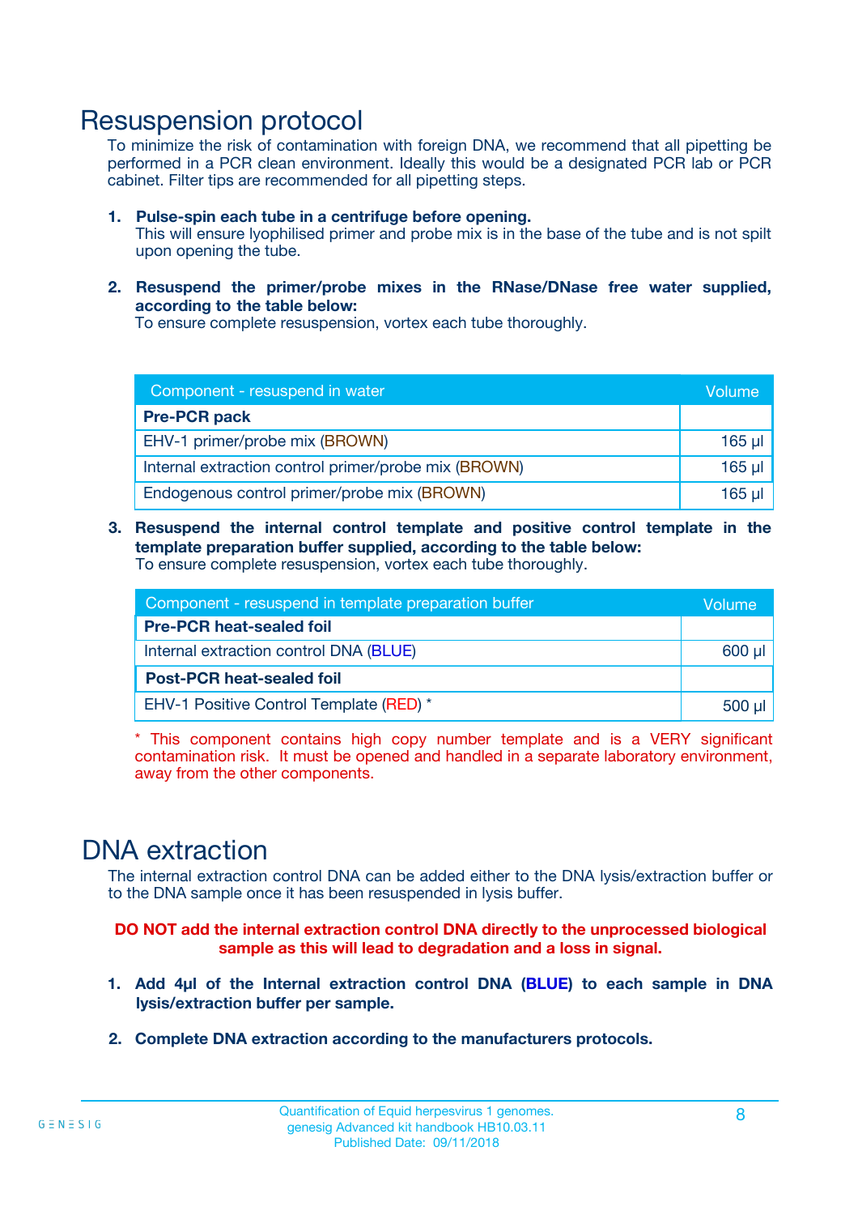# Resuspension protocol

To minimize the risk of contamination with foreign DNA, we recommend that all pipetting be performed in a PCR clean environment. Ideally this would be a designated PCR lab or PCR cabinet. Filter tips are recommended for all pipetting steps.

1. **Pulse-spin each tube in a centrifuge before opening.**
   This will ensure lyophilised primer and probe mix is in the base of the tube and is not spilt upon opening the tube.

2. **Resuspend the primer/probe mixes in the RNase/DNase free water supplied, according to the table below:**
   To ensure complete resuspension, vortex each tube thoroughly.

| Component - resuspend in water | Volume |
|---|---|
| **Pre-PCR pack** | |
| EHV-1 primer/probe mix (BROWN) | 165 µl |
| Internal extraction control primer/probe mix (BROWN) | 165 µl |
| Endogenous control primer/probe mix (BROWN) | 165 µl |

3. **Resuspend the internal control template and positive control template in the template preparation buffer supplied, according to the table below:**
   To ensure complete resuspension, vortex each tube thoroughly.

| Component - resuspend in template preparation buffer | Volume |
|---|---|
| **Pre-PCR heat-sealed foil** | |
| Internal extraction control DNA (BLUE) | 600 µl |
| **Post-PCR heat-sealed foil** | |
| EHV-1 Positive Control Template (RED) * | 500 µl |

\* This component contains high copy number template and is a VERY significant contamination risk. It must be opened and handled in a separate laboratory environment, away from the other components.

# DNA extraction

The internal extraction control DNA can be added either to the DNA lysis/extraction buffer or to the DNA sample once it has been resuspended in lysis buffer.

**DO NOT add the internal extraction control DNA directly to the unprocessed biological sample as this will lead to degradation and a loss in signal.**

1. **Add 4µl of the Internal extraction control DNA (BLUE) to each sample in DNA lysis/extraction buffer per sample.**

2. **Complete DNA extraction according to the manufacturers protocols.**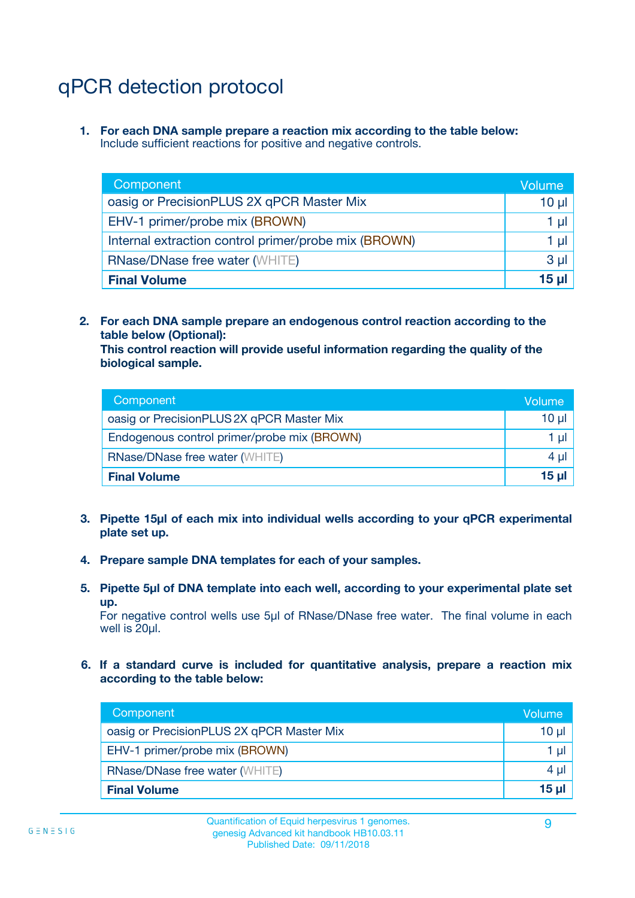# qPCR detection protocol

1. **For each DNA sample prepare a reaction mix according to the table below:**
   Include sufficient reactions for positive and negative controls.

| Component | Volume |
|---|---|
| oasig or PrecisionPLUS 2X qPCR Master Mix | 10 µl |
| EHV-1 primer/probe mix (BROWN) | 1 µl |
| Internal extraction control primer/probe mix (BROWN) | 1 µl |
| RNase/DNase free water (WHITE) | 3 µl |
| **Final Volume** | **15 µl** |

2. **For each DNA sample prepare an endogenous control reaction according to the table below (Optional):**
   **This control reaction will provide useful information regarding the quality of the biological sample.**

| Component | Volume |
|---|---|
| oasig or PrecisionPLUS 2X qPCR Master Mix | 10 µl |
| Endogenous control primer/probe mix (BROWN) | 1 µl |
| RNase/DNase free water (WHITE) | 4 µl |
| **Final Volume** | **15 µl** |

3. **Pipette 15µl of each mix into individual wells according to your qPCR experimental plate set up.**

4. **Prepare sample DNA templates for each of your samples.**

5. **Pipette 5µl of DNA template into each well, according to your experimental plate set up.**
   For negative control wells use 5µl of RNase/DNase free water. The final volume in each well is 20µl.

6. **If a standard curve is included for quantitative analysis, prepare a reaction mix according to the table below:**

| Component | Volume |
|---|---|
| oasig or PrecisionPLUS 2X qPCR Master Mix | 10 µl |
| EHV-1 primer/probe mix (BROWN) | 1 µl |
| RNase/DNase free water (WHITE) | 4 µl |
| **Final Volume** | **15 µl** |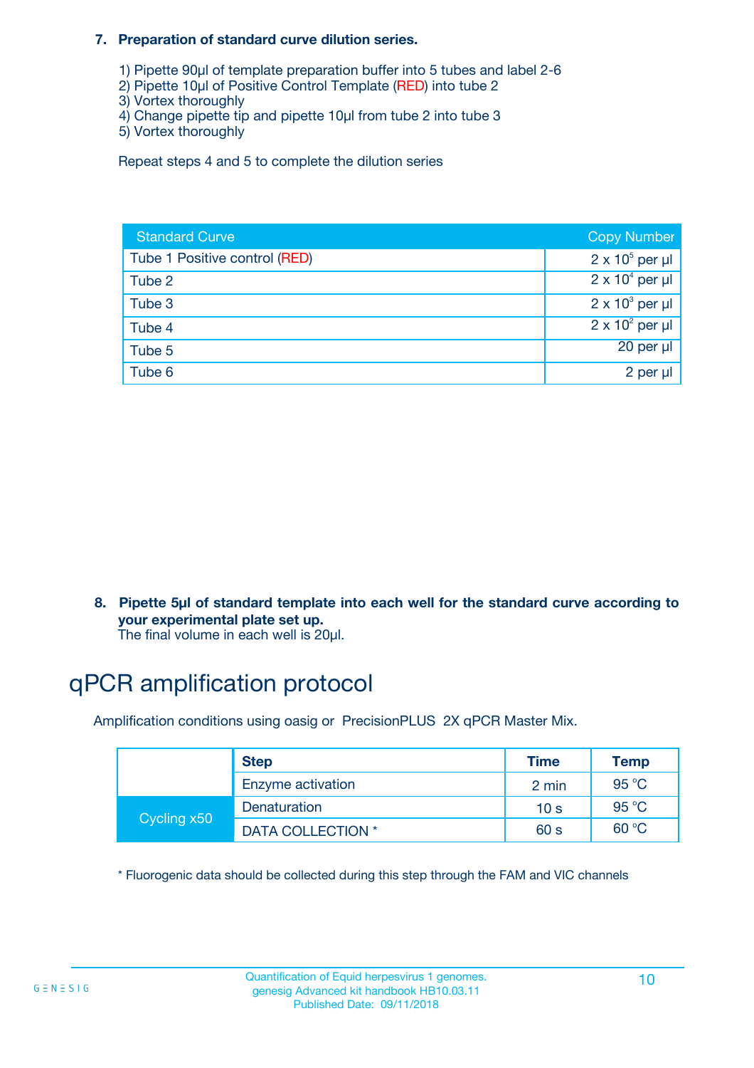**7. Preparation of standard curve dilution series.**

1) Pipette 90µl of template preparation buffer into 5 tubes and label 2-6
2) Pipette 10µl of Positive Control Template (RED) into tube 2
3) Vortex thoroughly
4) Change pipette tip and pipette 10µl from tube 2 into tube 3
5) Vortex thoroughly

Repeat steps 4 and 5 to complete the dilution series

| Standard Curve | Copy Number |
|---|---|
| Tube 1 Positive control (RED) | $2 \times 10^5$ per µl |
| Tube 2 | $2 \times 10^4$ per µl |
| Tube 3 | $2 \times 10^3$ per µl |
| Tube 4 | $2 \times 10^2$ per µl |
| Tube 5 | 20 per µl |
| Tube 6 | 2 per µl |

**8. Pipette 5µl of standard template into each well for the standard curve according to your experimental plate set up.**
The final volume in each well is 20µl.

# qPCR amplification protocol

Amplification conditions using oasig or PrecisionPLUS 2X qPCR Master Mix.

| | Step | Time | Temp |
|---|---|---|---|
| | Enzyme activation | 2 min | 95 °C |
| Cycling x50 | Denaturation | 10 s | 95 °C |
| | DATA COLLECTION * | 60 s | 60 °C |

* Fluorogenic data should be collected during this step through the FAM and VIC channels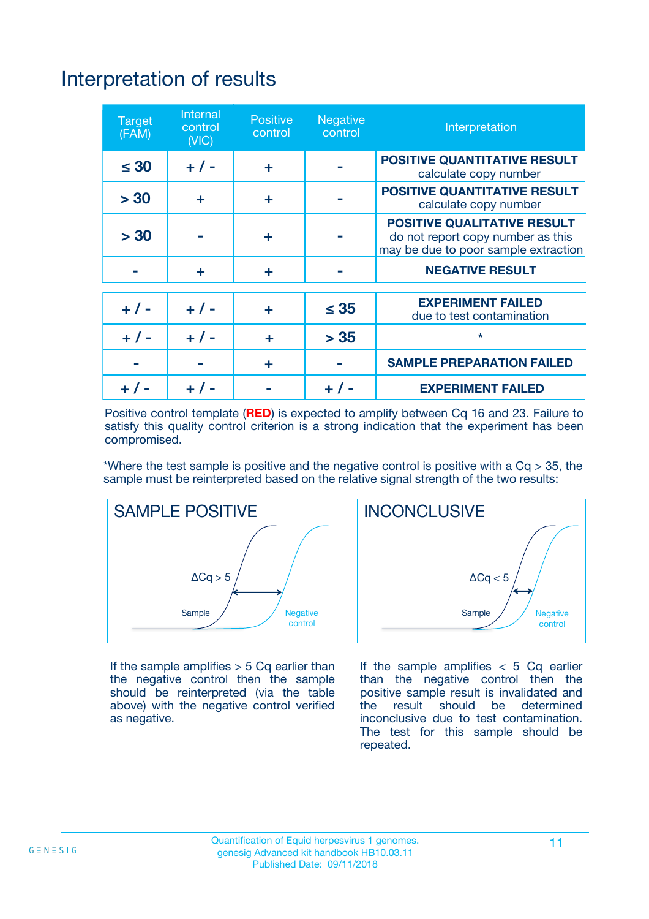# Interpretation of results

| Target (FAM) | Internal control (VIC) | Positive control | Negative control | Interpretation |
|---|---|---|---|---|
| ≤ 30 | + / - | + | - | **POSITIVE QUANTITATIVE RESULT** calculate copy number |
| > 30 | + | + | - | **POSITIVE QUANTITATIVE RESULT** calculate copy number |
| > 30 | - | + | - | **POSITIVE QUALITATIVE RESULT** do not report copy number as this may be due to poor sample extraction |
| - | + | + | - | **NEGATIVE RESULT** |
| + / - | + / - | + | ≤ 35 | **EXPERIMENT FAILED** due to test contamination |
| + / - | + / - | + | > 35 | * |
| - | - | + | - | **SAMPLE PREPARATION FAILED** |
| + / - | + / - | - | + / - | **EXPERIMENT FAILED** |

Positive control template (**RED**) is expected to amplify between Cq 16 and 23. Failure to satisfy this quality control criterion is a strong indication that the experiment has been compromised.

*Where the test sample is positive and the negative control is positive with a Cq > 35, the sample must be reinterpreted based on the relative signal strength of the two results:

**SAMPLE POSITIVE**

$\Delta Cq > 5$

Sample — Negative control

If the sample amplifies > 5 Cq earlier than the negative control then the sample should be reinterpreted (via the table above) with the negative control verified as negative.

**INCONCLUSIVE**

$\Delta Cq < 5$

Sample — Negative control

If the sample amplifies < 5 Cq earlier than the negative control then the positive sample result is invalidated and the result should be determined inconclusive due to test contamination. The test for this sample should be repeated.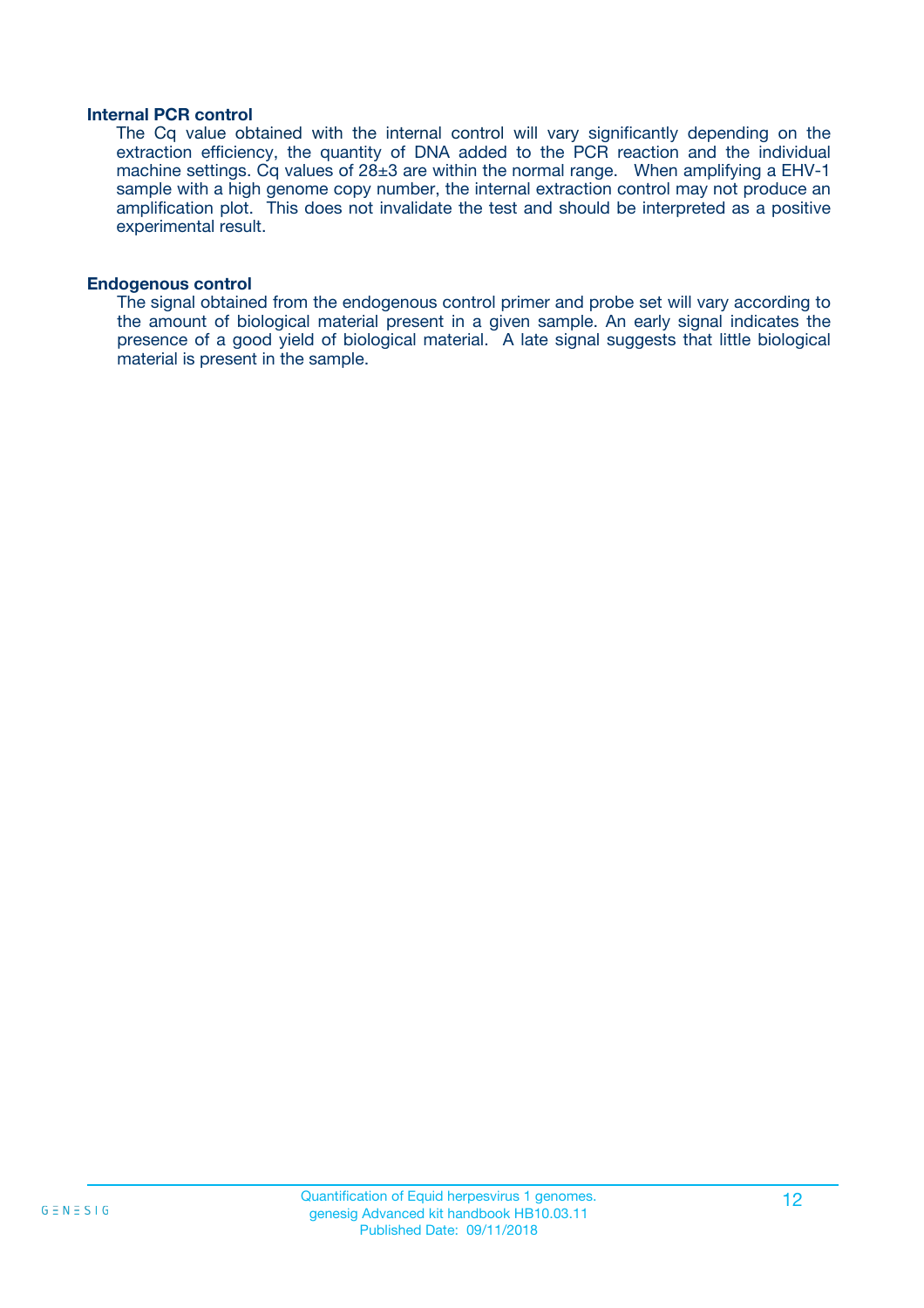### Internal PCR control

The Cq value obtained with the internal control will vary significantly depending on the extraction efficiency, the quantity of DNA added to the PCR reaction and the individual machine settings. Cq values of 28±3 are within the normal range. When amplifying a EHV-1 sample with a high genome copy number, the internal extraction control may not produce an amplification plot. This does not invalidate the test and should be interpreted as a positive experimental result.

### Endogenous control

The signal obtained from the endogenous control primer and probe set will vary according to the amount of biological material present in a given sample. An early signal indicates the presence of a good yield of biological material. A late signal suggests that little biological material is present in the sample.